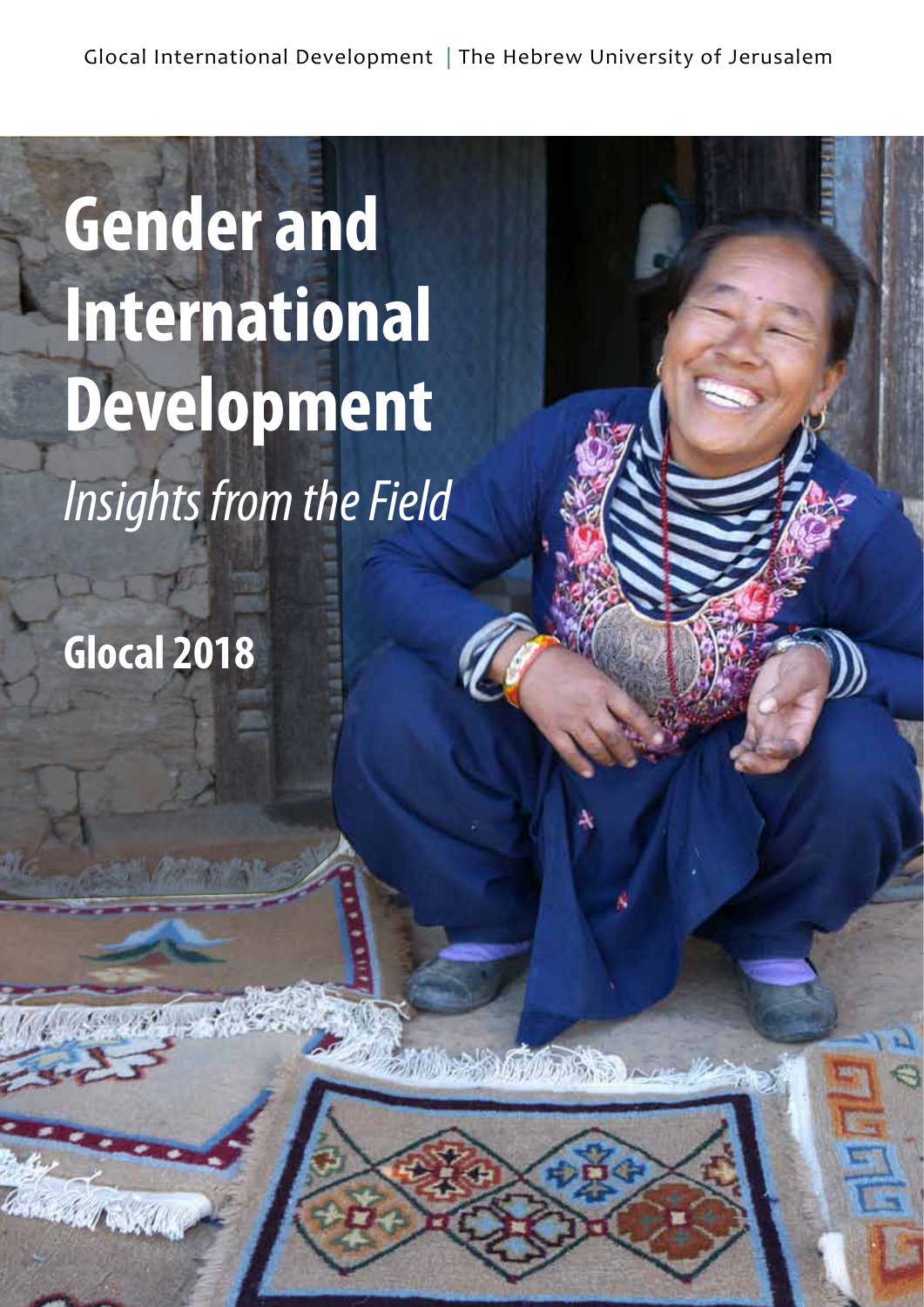Glocal International Development | The Hebrew University of Jerusalem

# Gender and International Development

*Insights from the Field*

## Glocal 2018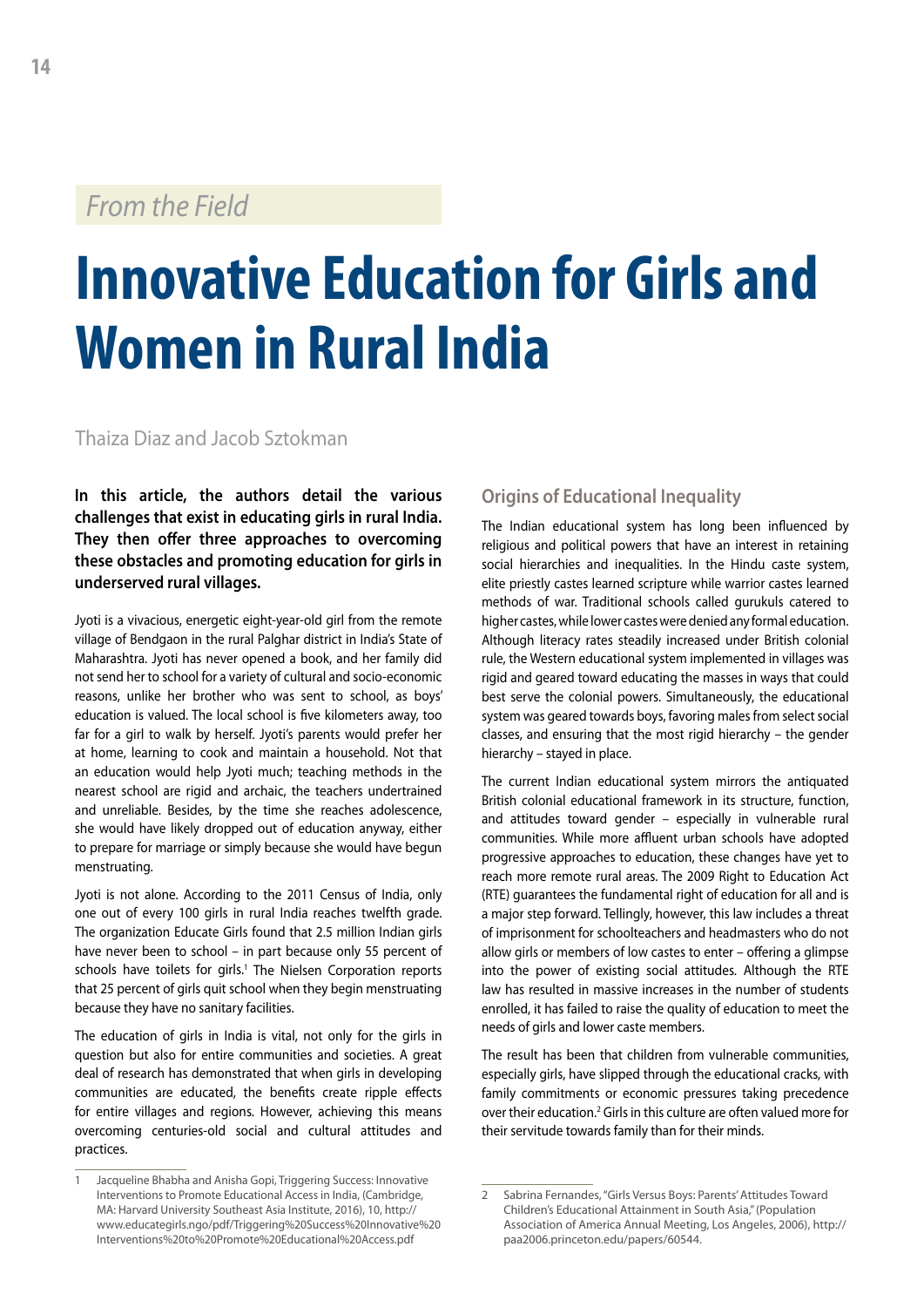*From the Field*

# Innovative Education for Girls and Women in Rural India

Thaiza Diaz and Jacob Sztokman

**In this article, the authors detail the various challenges that exist in educating girls in rural India. They then offer three approaches to overcoming these obstacles and promoting education for girls in underserved rural villages.**

Jyoti is a vivacious, energetic eight-year-old girl from the remote village of Bendgaon in the rural Palghar district in India's State of Maharashtra. Jyoti has never opened a book, and her family did not send her to school for a variety of cultural and socio-economic reasons, unlike her brother who was sent to school, as boys' education is valued. The local school is five kilometers away, too far for a girl to walk by herself. Jyoti's parents would prefer her at home, learning to cook and maintain a household. Not that an education would help Jyoti much; teaching methods in the nearest school are rigid and archaic, the teachers undertrained and unreliable. Besides, by the time she reaches adolescence, she would have likely dropped out of education anyway, either to prepare for marriage or simply because she would have begun menstruating.

Jyoti is not alone. According to the 2011 Census of India, only one out of every 100 girls in rural India reaches twelfth grade. The organization Educate Girls found that 2.5 million Indian girls have never been to school – in part because only 55 percent of schools have toilets for girls.[1] The Nielsen Corporation reports that 25 percent of girls quit school when they begin menstruating because they have no sanitary facilities.

The education of girls in India is vital, not only for the girls in question but also for entire communities and societies. A great deal of research has demonstrated that when girls in developing communities are educated, the benefits create ripple effects for entire villages and regions. However, achieving this means overcoming centuries-old social and cultural attitudes and practices.

## Origins of Educational Inequality

The Indian educational system has long been influenced by religious and political powers that have an interest in retaining social hierarchies and inequalities. In the Hindu caste system, elite priestly castes learned scripture while warrior castes learned methods of war. Traditional schools called gurukuls catered to higher castes, while lower castes were denied any formal education. Although literacy rates steadily increased under British colonial rule, the Western educational system implemented in villages was rigid and geared toward educating the masses in ways that could best serve the colonial powers. Simultaneously, the educational system was geared towards boys, favoring males from select social classes, and ensuring that the most rigid hierarchy – the gender hierarchy – stayed in place.

The current Indian educational system mirrors the antiquated British colonial educational framework in its structure, function, and attitudes toward gender – especially in vulnerable rural communities. While more affluent urban schools have adopted progressive approaches to education, these changes have yet to reach more remote rural areas. The 2009 Right to Education Act (RTE) guarantees the fundamental right of education for all and is a major step forward. Tellingly, however, this law includes a threat of imprisonment for schoolteachers and headmasters who do not allow girls or members of low castes to enter – offering a glimpse into the power of existing social attitudes. Although the RTE law has resulted in massive increases in the number of students enrolled, it has failed to raise the quality of education to meet the needs of girls and lower caste members.

The result has been that children from vulnerable communities, especially girls, have slipped through the educational cracks, with family commitments or economic pressures taking precedence over their education.[2] Girls in this culture are often valued more for their servitude towards family than for their minds.

---

1 Jacqueline Bhabha and Anisha Gopi, Triggering Success: Innovative Interventions to Promote Educational Access in India, (Cambridge, MA: Harvard University Southeast Asia Institute, 2016), 10, http://www.educategirls.ngo/pdf/Triggering%20Success%20Innovative%20Interventions%20to%20Promote%20Educational%20Access.pdf

2 Sabrina Fernandes, "Girls Versus Boys: Parents' Attitudes Toward Children's Educational Attainment in South Asia," (Population Association of America Annual Meeting, Los Angeles, 2006), http://paa2006.princeton.edu/papers/60544.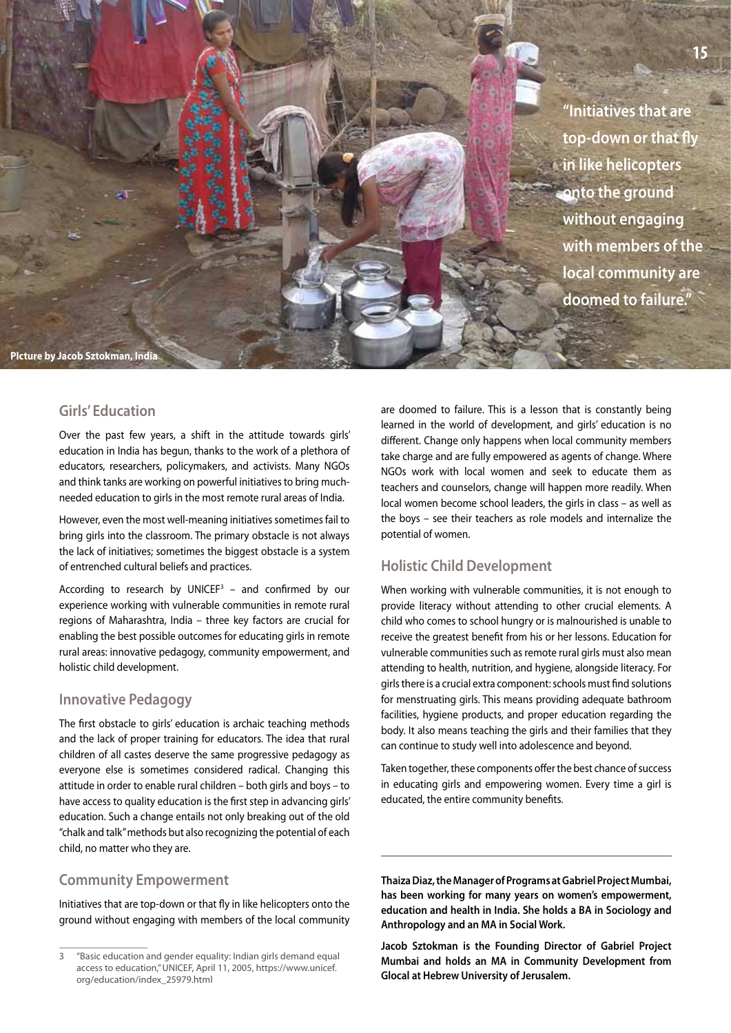"Initiatives that are top-down or that fly in like helicopters onto the ground without engaging with members of the local community are doomed to failure."

Picture by Jacob Sztokman, India

## Girls' Education

Over the past few years, a shift in the attitude towards girls' education in India has begun, thanks to the work of a plethora of educators, researchers, policymakers, and activists. Many NGOs and think tanks are working on powerful initiatives to bring much-needed education to girls in the most remote rural areas of India.

However, even the most well-meaning initiatives sometimes fail to bring girls into the classroom. The primary obstacle is not always the lack of initiatives; sometimes the biggest obstacle is a system of entrenched cultural beliefs and practices.

According to research by UNICEF[3] – and confirmed by our experience working with vulnerable communities in remote rural regions of Maharashtra, India – three key factors are crucial for enabling the best possible outcomes for educating girls in remote rural areas: innovative pedagogy, community empowerment, and holistic child development.

## Innovative Pedagogy

The first obstacle to girls' education is archaic teaching methods and the lack of proper training for educators. The idea that rural children of all castes deserve the same progressive pedagogy as everyone else is sometimes considered radical. Changing this attitude in order to enable rural children – both girls and boys – to have access to quality education is the first step in advancing girls' education. Such a change entails not only breaking out of the old "chalk and talk" methods but also recognizing the potential of each child, no matter who they are.

## Community Empowerment

Initiatives that are top-down or that fly in like helicopters onto the ground without engaging with members of the local community are doomed to failure. This is a lesson that is constantly being learned in the world of development, and girls' education is no different. Change only happens when local community members take charge and are fully empowered as agents of change. Where NGOs work with local women and seek to educate them as teachers and counselors, change will happen more readily. When local women become school leaders, the girls in class – as well as the boys – see their teachers as role models and internalize the potential of women.

## Holistic Child Development

When working with vulnerable communities, it is not enough to provide literacy without attending to other crucial elements. A child who comes to school hungry or is malnourished is unable to receive the greatest benefit from his or her lessons. Education for vulnerable communities such as remote rural girls must also mean attending to health, nutrition, and hygiene, alongside literacy. For girls there is a crucial extra component: schools must find solutions for menstruating girls. This means providing adequate bathroom facilities, hygiene products, and proper education regarding the body. It also means teaching the girls and their families that they can continue to study well into adolescence and beyond.

Taken together, these components offer the best chance of success in educating girls and empowering women. Every time a girl is educated, the entire community benefits.

---

**Thaiza Diaz, the Manager of Programs at Gabriel Project Mumbai, has been working for many years on women's empowerment, education and health in India. She holds a BA in Sociology and Anthropology and an MA in Social Work.**

**Jacob Sztokman is the Founding Director of Gabriel Project Mumbai and holds an MA in Community Development from Glocal at Hebrew University of Jerusalem.**

---

3 "Basic education and gender equality: Indian girls demand equal access to education," UNICEF, April 11, 2005, https://www.unicef.org/education/index_25979.html